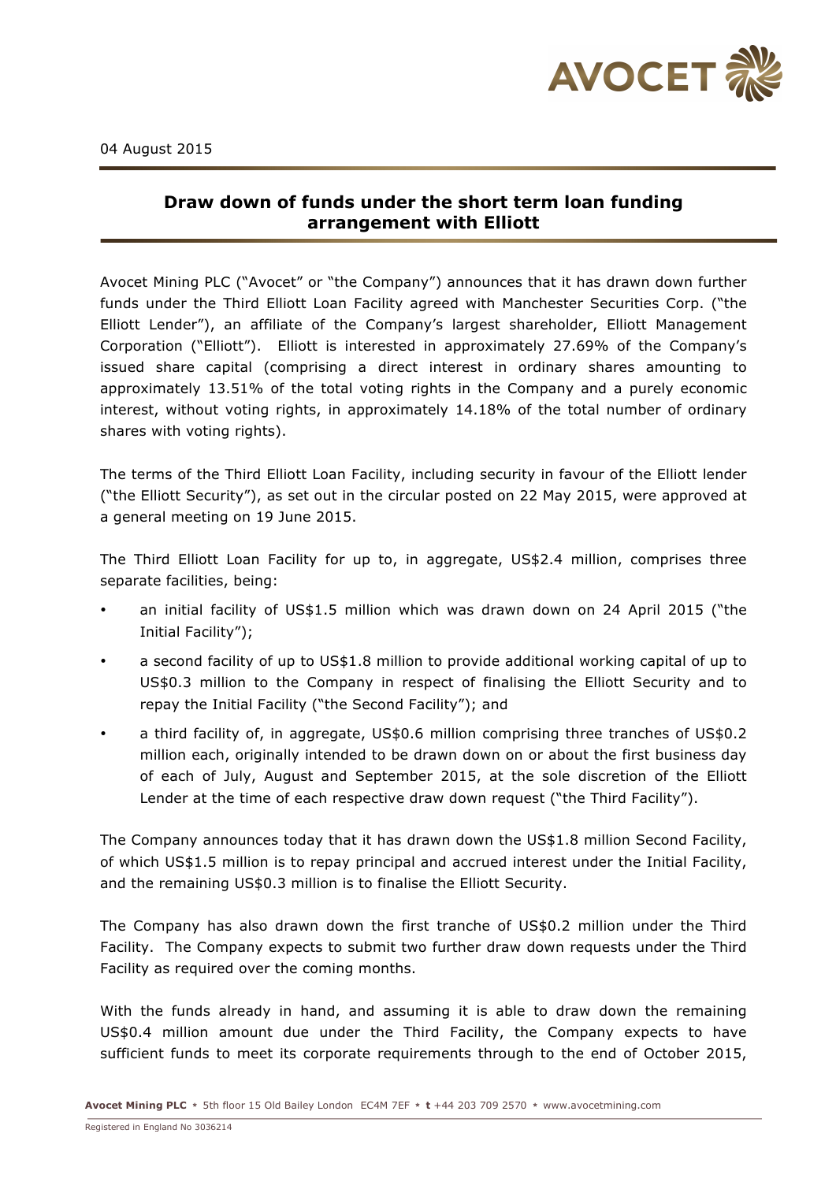04 August 2015

## Draw down of funds under the short term loan funding arrangement with Elliott

Avocet Mining PLC ("Avocet" or "the Company") announces that it has drawn down further funds under the Third Elliott Loan Facility agreed with Manchester Securities Corp. ("the Elliott Lender"), an affiliate of the Company's largest shareholder, Elliott Management Corporation ("Elliott"). Elliott is interested in approximately 27.69% of the Company's issued share capital (comprising a direct interest in ordinary shares amounting to approximately 13.51% of the total voting rights in the Company and a purely economic interest, without voting rights, in approximately 14.18% of the total number of ordinary shares with voting rights).

The terms of the Third Elliott Loan Facility, including security in favour of the Elliott lender ("the Elliott Security"), as set out in the circular posted on 22 May 2015, were approved at a general meeting on 19 June 2015.

The Third Elliott Loan Facility for up to, in aggregate, US$2.4 million, comprises three separate facilities, being:

- an initial facility of US$1.5 million which was drawn down on 24 April 2015 ("the Initial Facility");
- a second facility of up to US$1.8 million to provide additional working capital of up to US$0.3 million to the Company in respect of finalising the Elliott Security and to repay the Initial Facility ("the Second Facility"); and
- a third facility of, in aggregate, US$0.6 million comprising three tranches of US$0.2 million each, originally intended to be drawn down on or about the first business day of each of July, August and September 2015, at the sole discretion of the Elliott Lender at the time of each respective draw down request ("the Third Facility").

The Company announces today that it has drawn down the US$1.8 million Second Facility, of which US$1.5 million is to repay principal and accrued interest under the Initial Facility, and the remaining US$0.3 million is to finalise the Elliott Security.

The Company has also drawn down the first tranche of US$0.2 million under the Third Facility. The Company expects to submit two further draw down requests under the Third Facility as required over the coming months.

With the funds already in hand, and assuming it is able to draw down the remaining US$0.4 million amount due under the Third Facility, the Company expects to have sufficient funds to meet its corporate requirements through to the end of October 2015,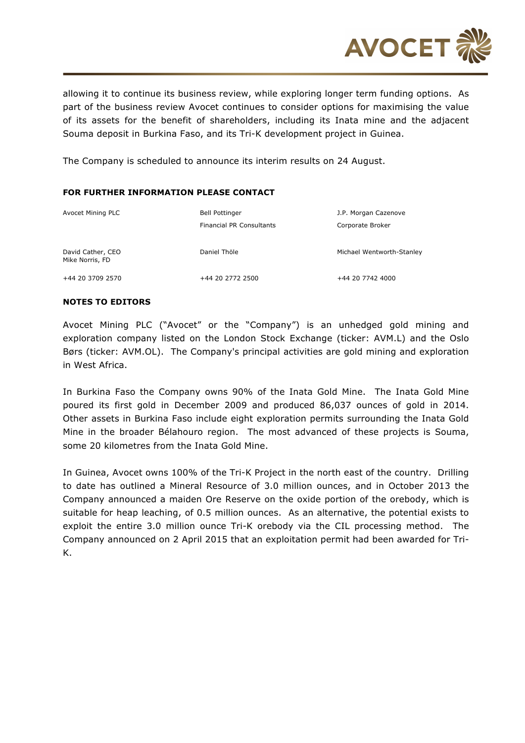allowing it to continue its business review, while exploring longer term funding options. As part of the business review Avocet continues to consider options for maximising the value of its assets for the benefit of shareholders, including its Inata mine and the adjacent Souma deposit in Burkina Faso, and its Tri-K development project in Guinea.

The Company is scheduled to announce its interim results on 24 August.

**FOR FURTHER INFORMATION PLEASE CONTACT**

| | | |
|---|---|---|
| Avocet Mining PLC | Bell Pottinger<br>Financial PR Consultants | J.P. Morgan Cazenove<br>Corporate Broker |
| David Cather, CEO<br>Mike Norris, FD | Daniel Thöle | Michael Wentworth-Stanley |
| +44 20 3709 2570 | +44 20 2772 2500 | +44 20 7742 4000 |

**NOTES TO EDITORS**

Avocet Mining PLC ("Avocet" or the "Company") is an unhedged gold mining and exploration company listed on the London Stock Exchange (ticker: AVM.L) and the Oslo Børs (ticker: AVM.OL). The Company's principal activities are gold mining and exploration in West Africa.

In Burkina Faso the Company owns 90% of the Inata Gold Mine. The Inata Gold Mine poured its first gold in December 2009 and produced 86,037 ounces of gold in 2014. Other assets in Burkina Faso include eight exploration permits surrounding the Inata Gold Mine in the broader Bélahouro region. The most advanced of these projects is Souma, some 20 kilometres from the Inata Gold Mine.

In Guinea, Avocet owns 100% of the Tri-K Project in the north east of the country. Drilling to date has outlined a Mineral Resource of 3.0 million ounces, and in October 2013 the Company announced a maiden Ore Reserve on the oxide portion of the orebody, which is suitable for heap leaching, of 0.5 million ounces. As an alternative, the potential exists to exploit the entire 3.0 million ounce Tri-K orebody via the CIL processing method. The Company announced on 2 April 2015 that an exploitation permit had been awarded for Tri-K.